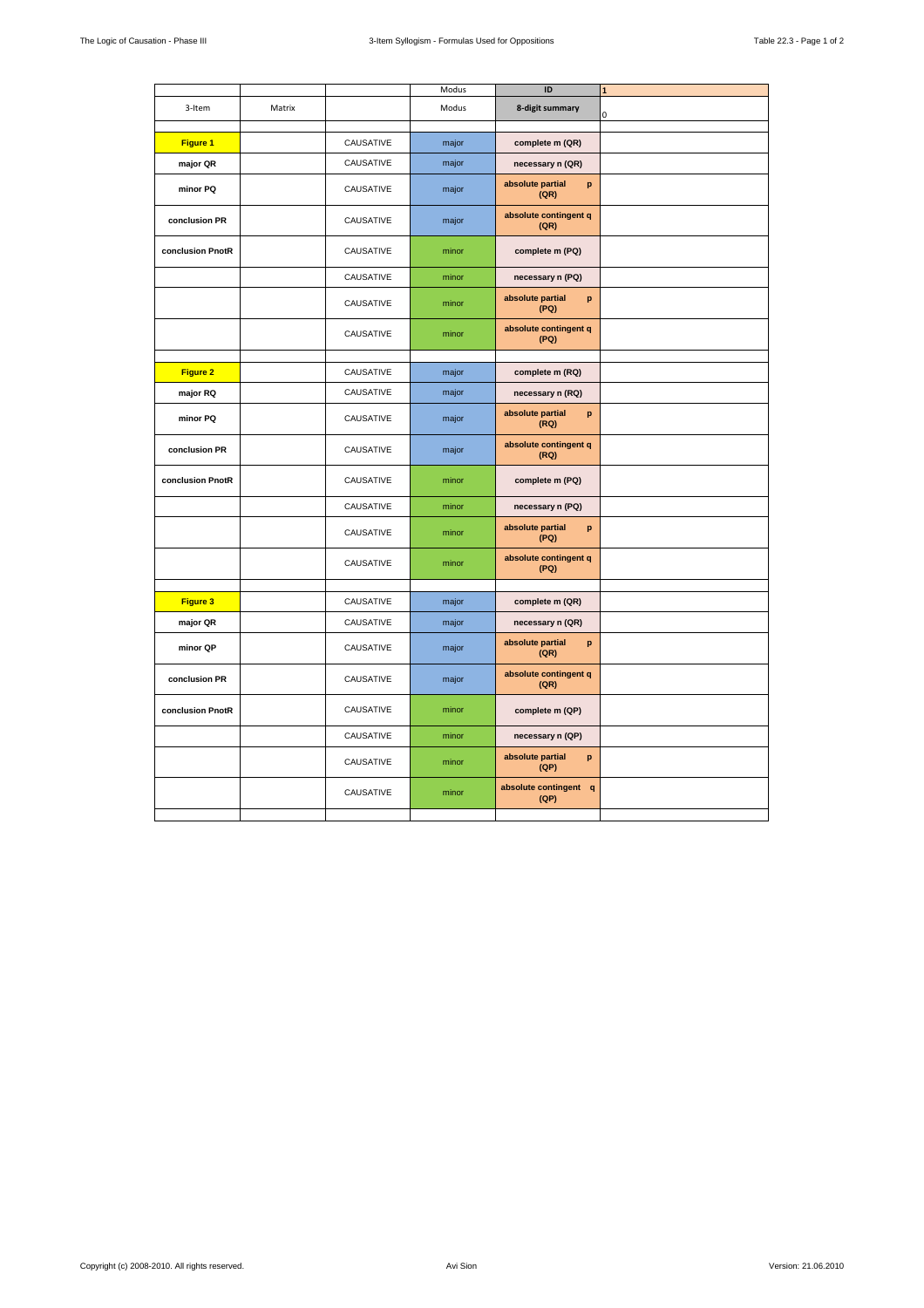| | | | Modus | ID | 1 |
|---|---|---|---|---|---|
| 3-Item | Matrix | | Modus | 8-digit summary | 0 |
| | | | | | |
| **Figure 1** | | CAUSATIVE | major | **complete m (QR)** | |
| **major QR** | | CAUSATIVE | major | **necessary n (QR)** | |
| **minor PQ** | | CAUSATIVE | major | **absolute partial p (QR)** | |
| **conclusion PR** | | CAUSATIVE | major | **absolute contingent q (QR)** | |
| **conclusion PnotR** | | CAUSATIVE | minor | **complete m (PQ)** | |
| | | CAUSATIVE | minor | **necessary n (PQ)** | |
| | | CAUSATIVE | minor | **absolute partial p (PQ)** | |
| | | CAUSATIVE | minor | **absolute contingent q (PQ)** | |
| | | | | | |
| **Figure 2** | | CAUSATIVE | major | **complete m (RQ)** | |
| **major RQ** | | CAUSATIVE | major | **necessary n (RQ)** | |
| **minor PQ** | | CAUSATIVE | major | **absolute partial p (RQ)** | |
| **conclusion PR** | | CAUSATIVE | major | **absolute contingent q (RQ)** | |
| **conclusion PnotR** | | CAUSATIVE | minor | **complete m (PQ)** | |
| | | CAUSATIVE | minor | **necessary n (PQ)** | |
| | | CAUSATIVE | minor | **absolute partial p (PQ)** | |
| | | CAUSATIVE | minor | **absolute contingent q (PQ)** | |
| | | | | | |
| **Figure 3** | | CAUSATIVE | major | **complete m (QR)** | |
| **major QR** | | CAUSATIVE | major | **necessary n (QR)** | |
| **minor QP** | | CAUSATIVE | major | **absolute partial p (QR)** | |
| **conclusion PR** | | CAUSATIVE | major | **absolute contingent q (QR)** | |
| **conclusion PnotR** | | CAUSATIVE | minor | **complete m (QP)** | |
| | | CAUSATIVE | minor | **necessary n (QP)** | |
| | | CAUSATIVE | minor | **absolute partial p (QP)** | |
| | | CAUSATIVE | minor | **absolute contingent q (QP)** | |
| | | | | | |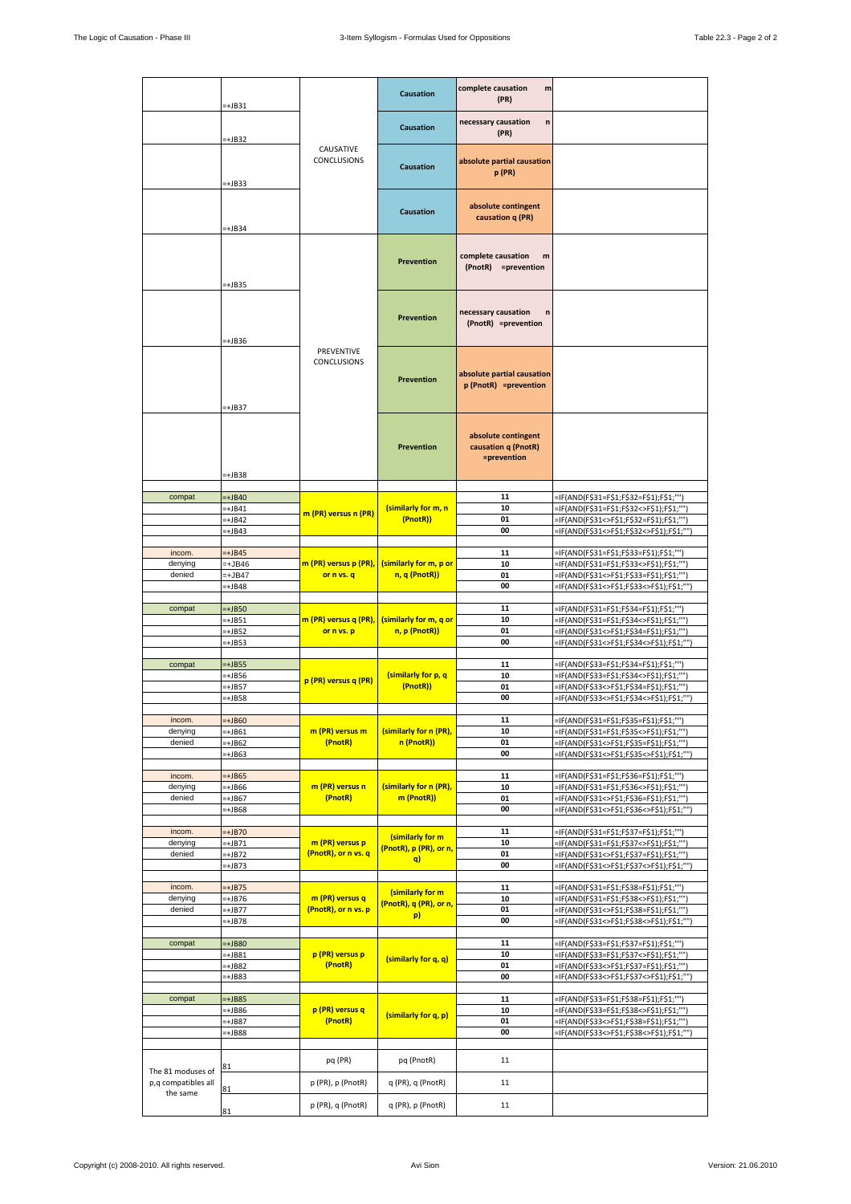| | | | | | |
|---|---|---|---|---|---|
| | =+JB31 | CAUSATIVE CONCLUSIONS | Causation | complete causation m (PR) | |
| | =+JB32 | | Causation | necessary causation n (PR) | |
| | =+JB33 | | Causation | absolute partial causation p (PR) | |
| | =+JB34 | | Causation | absolute contingent causation q (PR) | |
| | =+JB35 | PREVENTIVE CONCLUSIONS | Prevention | complete causation m (PnotR) =prevention | |
| | =+JB36 | | Prevention | necessary causation n (PnotR) =prevention | |
| | =+JB37 | | Prevention | absolute partial causation p (PnotR) =prevention | |
| | =+JB38 | | Prevention | absolute contingent causation q (PnotR) =prevention | |
| | | | | | |
| compat | =+JB40 | m (PR) versus n (PR) | (similarly for m, n (PnotR)) | 11 | =IF(AND(F$31=F$1;F$32=F$1);F$1;"") |
| | =+JB41 | | | 10 | =IF(AND(F$31=F$1;F$32<>F$1);F$1;"") |
| | =+JB42 | | | 01 | =IF(AND(F$31<>F$1;F$32=F$1);F$1;"") |
| | =+JB43 | | | 00 | =IF(AND(F$31<>F$1;F$32<>F$1);F$1;"") |
| | | | | | |
| incom. | =+JB45 | m (PR) versus p (PR), or n vs. q | (similarly for m, p or n, q (PnotR)) | 11 | =IF(AND(F$31=F$1;F$33=F$1);F$1;"") |
| denying | =+JB46 | | | 10 | =IF(AND(F$31=F$1;F$33<>F$1);F$1;"") |
| denied | =+JB47 | | | 01 | =IF(AND(F$31<>F$1;F$33=F$1);F$1;"") |
| | =+JB48 | | | 00 | =IF(AND(F$31<>F$1;F$33<>F$1);F$1;"") |
| | | | | | |
| compat | =+JB50 | m (PR) versus q (PR), or n vs. p | (similarly for m, q or n, p (PnotR)) | 11 | =IF(AND(F$31=F$1;F$34=F$1);F$1;"") |
| | =+JB51 | | | 10 | =IF(AND(F$31=F$1;F$34<>F$1);F$1;"") |
| | =+JB52 | | | 01 | =IF(AND(F$31<>F$1;F$34=F$1);F$1;"") |
| | =+JB53 | | | 00 | =IF(AND(F$31<>F$1;F$34<>F$1);F$1;"") |
| | | | | | |
| compat | =+JB55 | p (PR) versus q (PR) | (similarly for p, q (PnotR)) | 11 | =IF(AND(F$33=F$1;F$34=F$1);F$1;"") |
| | =+JB56 | | | 10 | =IF(AND(F$33=F$1;F$34<>F$1);F$1;"") |
| | =+JB57 | | | 01 | =IF(AND(F$33<>F$1;F$34=F$1);F$1;"") |
| | =+JB58 | | | 00 | =IF(AND(F$33<>F$1;F$34<>F$1);F$1;"") |
| | | | | | |
| incom. | =+JB60 | m (PR) versus m (PnotR) | (similarly for n (PR), n (PnotR)) | 11 | =IF(AND(F$31=F$1;F$35=F$1);F$1;"") |
| denying | =+JB61 | | | 10 | =IF(AND(F$31=F$1;F$35<>F$1);F$1;"") |
| denied | =+JB62 | | | 01 | =IF(AND(F$31<>F$1;F$35=F$1);F$1;"") |
| | =+JB63 | | | 00 | =IF(AND(F$31<>F$1;F$35<>F$1);F$1;"") |
| | | | | | |
| incom. | =+JB65 | m (PR) versus n (PnotR) | (similarly for n (PR), m (PnotR)) | 11 | =IF(AND(F$31=F$1;F$36=F$1);F$1;"") |
| denying | =+JB66 | | | 10 | =IF(AND(F$31=F$1;F$36<>F$1);F$1;"") |
| denied | =+JB67 | | | 01 | =IF(AND(F$31<>F$1;F$36=F$1);F$1;"") |
| | =+JB68 | | | 00 | =IF(AND(F$31<>F$1;F$36<>F$1);F$1;"") |
| | | | | | |
| incom. | =+JB70 | m (PR) versus p (PnotR), or n vs. q | (similarly for m (PnotR), p (PR), or n, q) | 11 | =IF(AND(F$31=F$1;F$37=F$1);F$1;"") |
| denying | =+JB71 | | | 10 | =IF(AND(F$31=F$1;F$37<>F$1);F$1;"") |
| denied | =+JB72 | | | 01 | =IF(AND(F$31<>F$1;F$37=F$1);F$1;"") |
| | =+JB73 | | | 00 | =IF(AND(F$31<>F$1;F$37<>F$1);F$1;"") |
| | | | | | |
| incom. | =+JB75 | m (PR) versus q (PnotR), or n vs. p | (similarly for m (PnotR), q (PR), or n, p) | 11 | =IF(AND(F$31=F$1;F$38=F$1);F$1;"") |
| denying | =+JB76 | | | 10 | =IF(AND(F$31=F$1;F$38<>F$1);F$1;"") |
| denied | =+JB77 | | | 01 | =IF(AND(F$31<>F$1;F$38=F$1);F$1;"") |
| | =+JB78 | | | 00 | =IF(AND(F$31<>F$1;F$38<>F$1);F$1;"") |
| | | | | | |
| compat | =+JB80 | p (PR) versus p (PnotR) | (similarly for q, q) | 11 | =IF(AND(F$33=F$1;F$37=F$1);F$1;"") |
| | =+JB81 | | | 10 | =IF(AND(F$33=F$1;F$37<>F$1);F$1;"") |
| | =+JB82 | | | 01 | =IF(AND(F$33<>F$1;F$37=F$1);F$1;"") |
| | =+JB83 | | | 00 | =IF(AND(F$33<>F$1;F$37<>F$1);F$1;"") |
| | | | | | |
| compat | =+JB85 | p (PR) versus q (PnotR) | (similarly for q, p) | 11 | =IF(AND(F$33=F$1;F$38=F$1);F$1;"") |
| | =+JB86 | | | 10 | =IF(AND(F$33=F$1;F$38<>F$1);F$1;"") |
| | =+JB87 | | | 01 | =IF(AND(F$33<>F$1;F$38=F$1);F$1;"") |
| | =+JB88 | | | 00 | =IF(AND(F$33<>F$1;F$38<>F$1);F$1;"") |
| | | | | | |
| The 81 moduses of p,q compatibles all the same | 81 | pq (PR) | pq (PnotR) | 11 | |
| | 81 | p (PR), p (PnotR) | q (PR), q (PnotR) | 11 | |
| | 81 | p (PR), q (PnotR) | q (PR), p (PnotR) | 11 | |